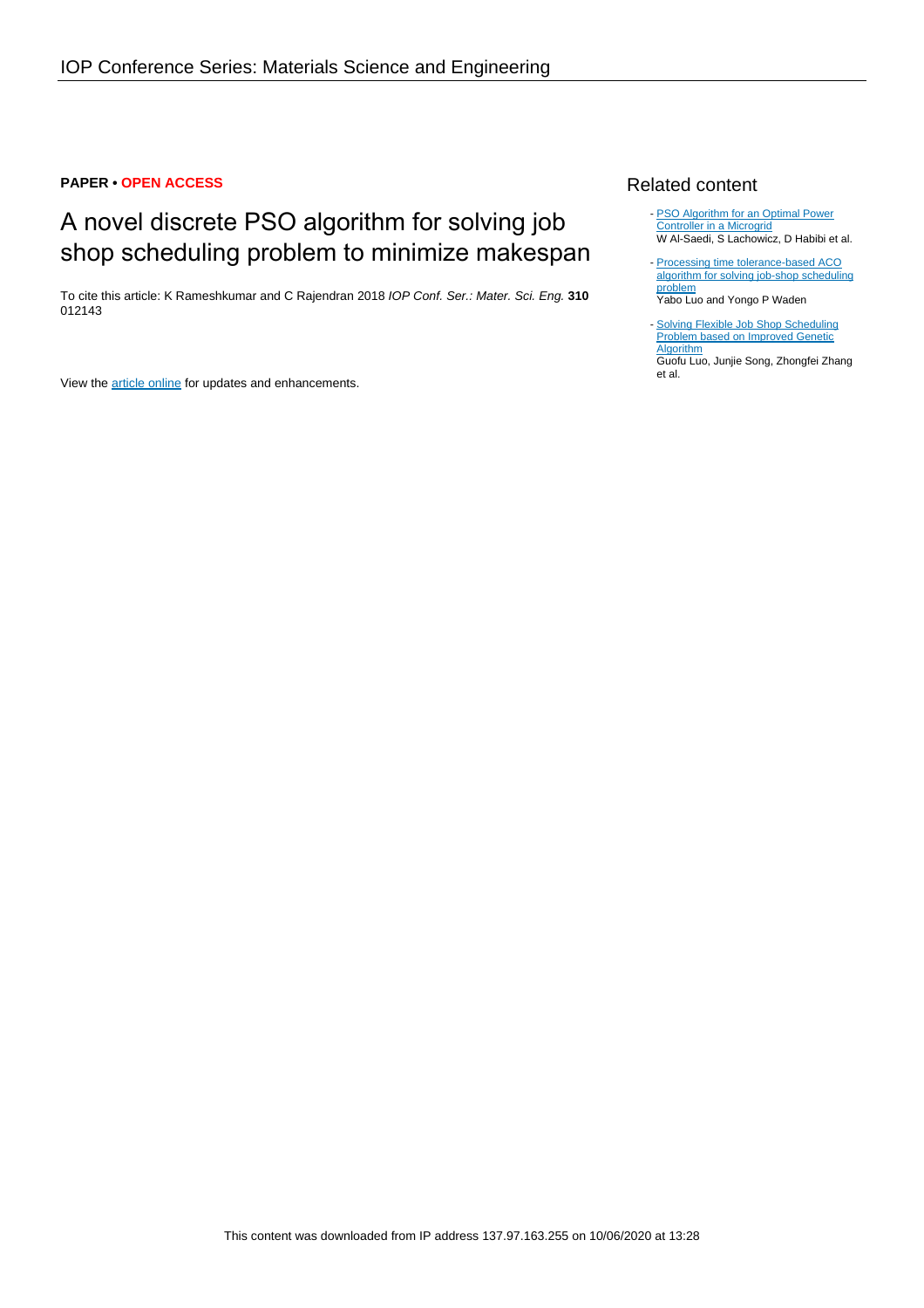IOP Conference Series: Materials Science and Engineering

**PAPER • OPEN ACCESS**

# A novel discrete PSO algorithm for solving job shop scheduling problem to minimize makespan

To cite this article: K Rameshkumar and C Rajendran 2018 *IOP Conf. Ser.: Mater. Sci. Eng.* **310** 012143

View the article online for updates and enhancements.

## Related content

- PSO Algorithm for an Optimal Power Controller in a Microgrid
  W Al-Saedi, S Lachowicz, D Habibi et al.

- Processing time tolerance-based ACO algorithm for solving job-shop scheduling problem
  Yabo Luo and Yongo P Waden

- Solving Flexible Job Shop Scheduling Problem based on Improved Genetic Algorithm
  Guofu Luo, Junjie Song, Zhongfei Zhang et al.

This content was downloaded from IP address 137.97.163.255 on 10/06/2020 at 13:28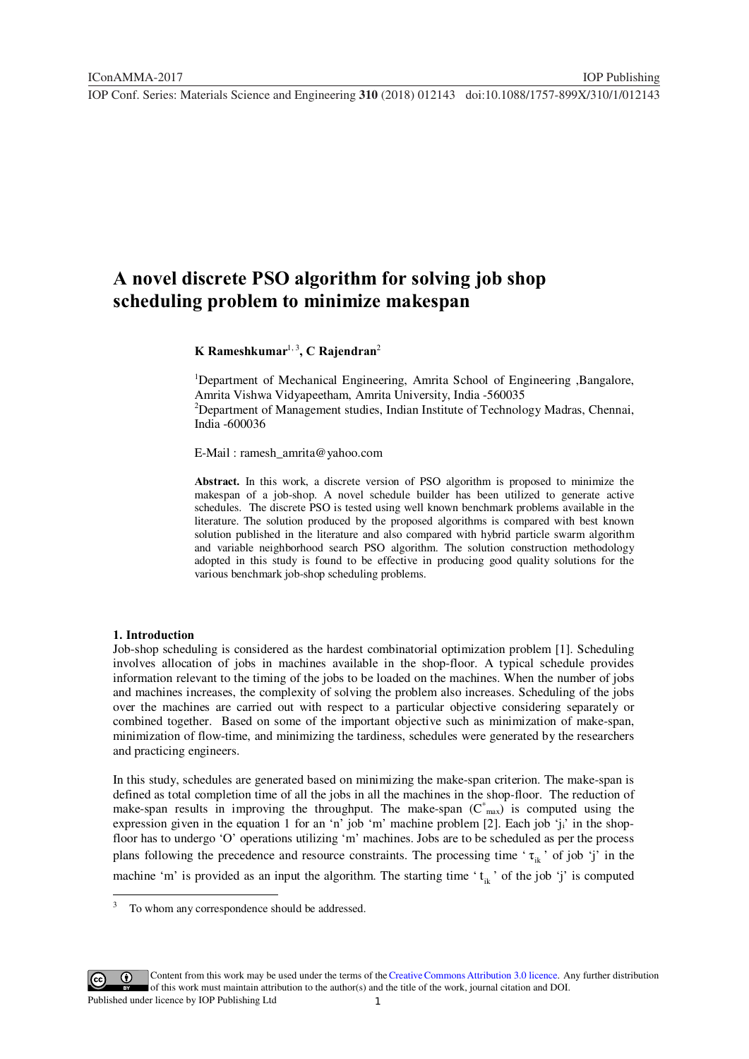# A novel discrete PSO algorithm for solving job shop scheduling problem to minimize makespan

**K Rameshkumar**[1, 3]**, C Rajendran**[2]

[1]Department of Mechanical Engineering, Amrita School of Engineering ,Bangalore, Amrita Vishwa Vidyapeetham, Amrita University, India -560035
[2]Department of Management studies, Indian Institute of Technology Madras, Chennai, India -600036

E-Mail : ramesh_amrita@yahoo.com

**Abstract.** In this work, a discrete version of PSO algorithm is proposed to minimize the makespan of a job-shop. A novel schedule builder has been utilized to generate active schedules. The discrete PSO is tested using well known benchmark problems available in the literature. The solution produced by the proposed algorithms is compared with best known solution published in the literature and also compared with hybrid particle swarm algorithm and variable neighborhood search PSO algorithm. The solution construction methodology adopted in this study is found to be effective in producing good quality solutions for the various benchmark job-shop scheduling problems.

## 1. Introduction

Job-shop scheduling is considered as the hardest combinatorial optimization problem [1]. Scheduling involves allocation of jobs in machines available in the shop-floor. A typical schedule provides information relevant to the timing of the jobs to be loaded on the machines. When the number of jobs and machines increases, the complexity of solving the problem also increases. Scheduling of the jobs over the machines are carried out with respect to a particular objective considering separately or combined together. Based on some of the important objective such as minimization of make-span, minimization of flow-time, and minimizing the tardiness, schedules were generated by the researchers and practicing engineers.

In this study, schedules are generated based on minimizing the make-span criterion. The make-span is defined as total completion time of all the jobs in all the machines in the shop-floor. The reduction of make-span results in improving the throughput. The make-span ($C^{*}_{max}$) is computed using the expression given in the equation 1 for an 'n' job 'm' machine problem [2]. Each job '$j_i$' in the shop-floor has to undergo 'O' operations utilizing 'm' machines. Jobs are to be scheduled as per the process plans following the precedence and resource constraints. The processing time '$\tau_{ik}$' of job 'j' in the machine 'm' is provided as an input the algorithm. The starting time '$t_{ik}$' of the job 'j' is computed

[3] To whom any correspondence should be addressed.

Content from this work may be used under the terms of the Creative Commons Attribution 3.0 licence. Any further distribution of this work must maintain attribution to the author(s) and the title of the work, journal citation and DOI.
Published under licence by IOP Publishing Ltd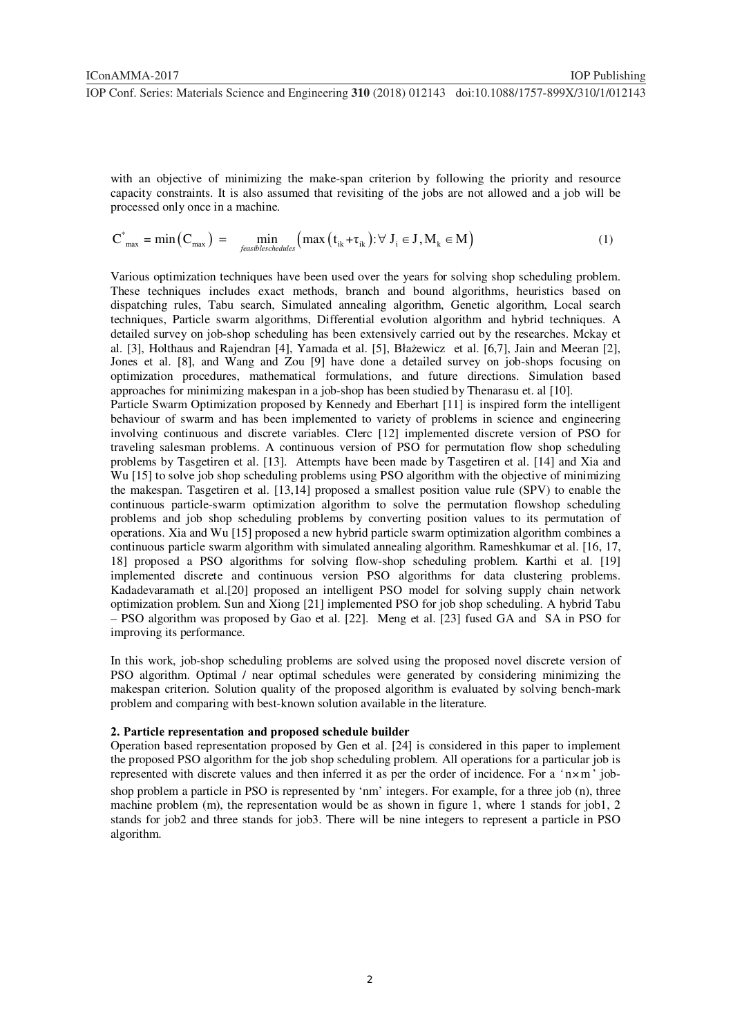with an objective of minimizing the make-span criterion by following the priority and resource capacity constraints. It is also assumed that revisiting of the jobs are not allowed and a job will be processed only once in a machine.

$$C^*_{max} = \min\left(C_{max}\right) = \min_{feasibleschedules}\left(\max\left(t_{ik}+\tau_{ik}\right): \forall\, J_i \in J, M_k \in M\right) \tag{1}$$

Various optimization techniques have been used over the years for solving shop scheduling problem. These techniques includes exact methods, branch and bound algorithms, heuristics based on dispatching rules, Tabu search, Simulated annealing algorithm, Genetic algorithm, Local search techniques, Particle swarm algorithms, Differential evolution algorithm and hybrid techniques. A detailed survey on job-shop scheduling has been extensively carried out by the researches. Mckay et al. [3], Holthaus and Rajendran [4], Yamada et al. [5], Błażewicz et al. [6,7], Jain and Meeran [2], Jones et al. [8], and Wang and Zou [9] have done a detailed survey on job-shops focusing on optimization procedures, mathematical formulations, and future directions. Simulation based approaches for minimizing makespan in a job-shop has been studied by Thenarasu et. al [10].

Particle Swarm Optimization proposed by Kennedy and Eberhart [11] is inspired form the intelligent behaviour of swarm and has been implemented to variety of problems in science and engineering involving continuous and discrete variables. Clerc [12] implemented discrete version of PSO for traveling salesman problems. A continuous version of PSO for permutation flow shop scheduling problems by Tasgetiren et al. [13]. Attempts have been made by Tasgetiren et al. [14] and Xia and Wu [15] to solve job shop scheduling problems using PSO algorithm with the objective of minimizing the makespan. Tasgetiren et al. [13,14] proposed a smallest position value rule (SPV) to enable the continuous particle-swarm optimization algorithm to solve the permutation flowshop scheduling problems and job shop scheduling problems by converting position values to its permutation of operations. Xia and Wu [15] proposed a new hybrid particle swarm optimization algorithm combines a continuous particle swarm algorithm with simulated annealing algorithm. Rameshkumar et al. [16, 17, 18] proposed a PSO algorithms for solving flow-shop scheduling problem. Karthi et al. [19] implemented discrete and continuous version PSO algorithms for data clustering problems. Kadadevaramath et al.[20] proposed an intelligent PSO model for solving supply chain network optimization problem. Sun and Xiong [21] implemented PSO for job shop scheduling. A hybrid Tabu – PSO algorithm was proposed by Gao et al. [22]. Meng et al. [23] fused GA and SA in PSO for improving its performance.

In this work, job-shop scheduling problems are solved using the proposed novel discrete version of PSO algorithm. Optimal / near optimal schedules were generated by considering minimizing the makespan criterion. Solution quality of the proposed algorithm is evaluated by solving bench-mark problem and comparing with best-known solution available in the literature.

## 2. Particle representation and proposed schedule builder

Operation based representation proposed by Gen et al. [24] is considered in this paper to implement the proposed PSO algorithm for the job shop scheduling problem. All operations for a particular job is represented with discrete values and then inferred it as per the order of incidence. For a '$n \times m$' job-shop problem a particle in PSO is represented by '$nm$' integers. For example, for a three job (n), three machine problem (m), the representation would be as shown in figure 1, where 1 stands for job1, 2 stands for job2 and three stands for job3. There will be nine integers to represent a particle in PSO algorithm.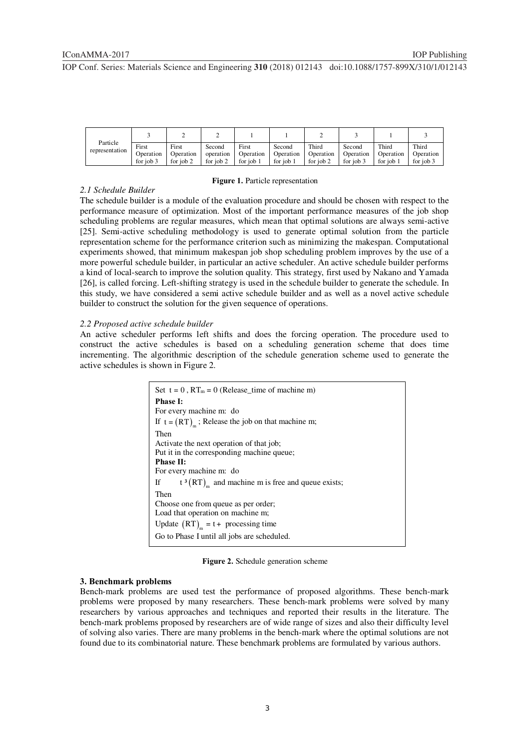| Particle representation | 3 | 2 | 2 | 1 | 1 | 2 | 3 | 1 | 3 |
|---|---|---|---|---|---|---|---|---|---|
| | First Operation for job 3 | First Operation for job 2 | Second operation for job 2 | First Operation for job 1 | Second Operation for job 1 | Third Operation for job 2 | Second Operation for job 3 | Third Operation for job 1 | Third Operation for job 3 |

**Figure 1.** Particle representation

### *2.1 Schedule Builder*

The schedule builder is a module of the evaluation procedure and should be chosen with respect to the performance measure of optimization. Most of the important performance measures of the job shop scheduling problems are regular measures, which mean that optimal solutions are always semi-active [25]. Semi-active scheduling methodology is used to generate optimal solution from the particle representation scheme for the performance criterion such as minimizing the makespan. Computational experiments showed, that minimum makespan job shop scheduling problem improves by the use of a more powerful schedule builder, in particular an active scheduler. An active schedule builder performs a kind of local-search to improve the solution quality. This strategy, first used by Nakano and Yamada [26], is called forcing. Left-shifting strategy is used in the schedule builder to generate the schedule. In this study, we have considered a semi active schedule builder and as well as a novel active schedule builder to construct the solution for the given sequence of operations.

### *2.2 Proposed active schedule builder*

An active scheduler performs left shifts and does the forcing operation. The procedure used to construct the active schedules is based on a scheduling generation scheme that does time incrementing. The algorithmic description of the schedule generation scheme used to generate the active schedules is shown in Figure 2.

Set $t = 0$, $RT_m = 0$ (Release_time of machine m)  
**Phase I:**  
For every machine m: do  
If $t = (RT)_m$; Release the job on that machine m;  
Then  
Activate the next operation of that job;  
Put it in the corresponding machine queue;  
**Phase II:**  
For every machine m: do  
If $t \geq (RT)_m$ and machine m is free and queue exists;  
Then  
Choose one from queue as per order;  
Load that operation on machine m;  
Update $(RT)_m = t +$ processing time  
Go to Phase I until all jobs are scheduled.

**Figure 2.** Schedule generation scheme

## 3. Benchmark problems

Bench-mark problems are used test the performance of proposed algorithms. These bench-mark problems were proposed by many researchers. These bench-mark problems were solved by many researchers by various approaches and techniques and reported their results in the literature. The bench-mark problems proposed by researchers are of wide range of sizes and also their difficulty level of solving also varies. There are many problems in the bench-mark where the optimal solutions are not found due to its combinatorial nature. These benchmark problems are formulated by various authors.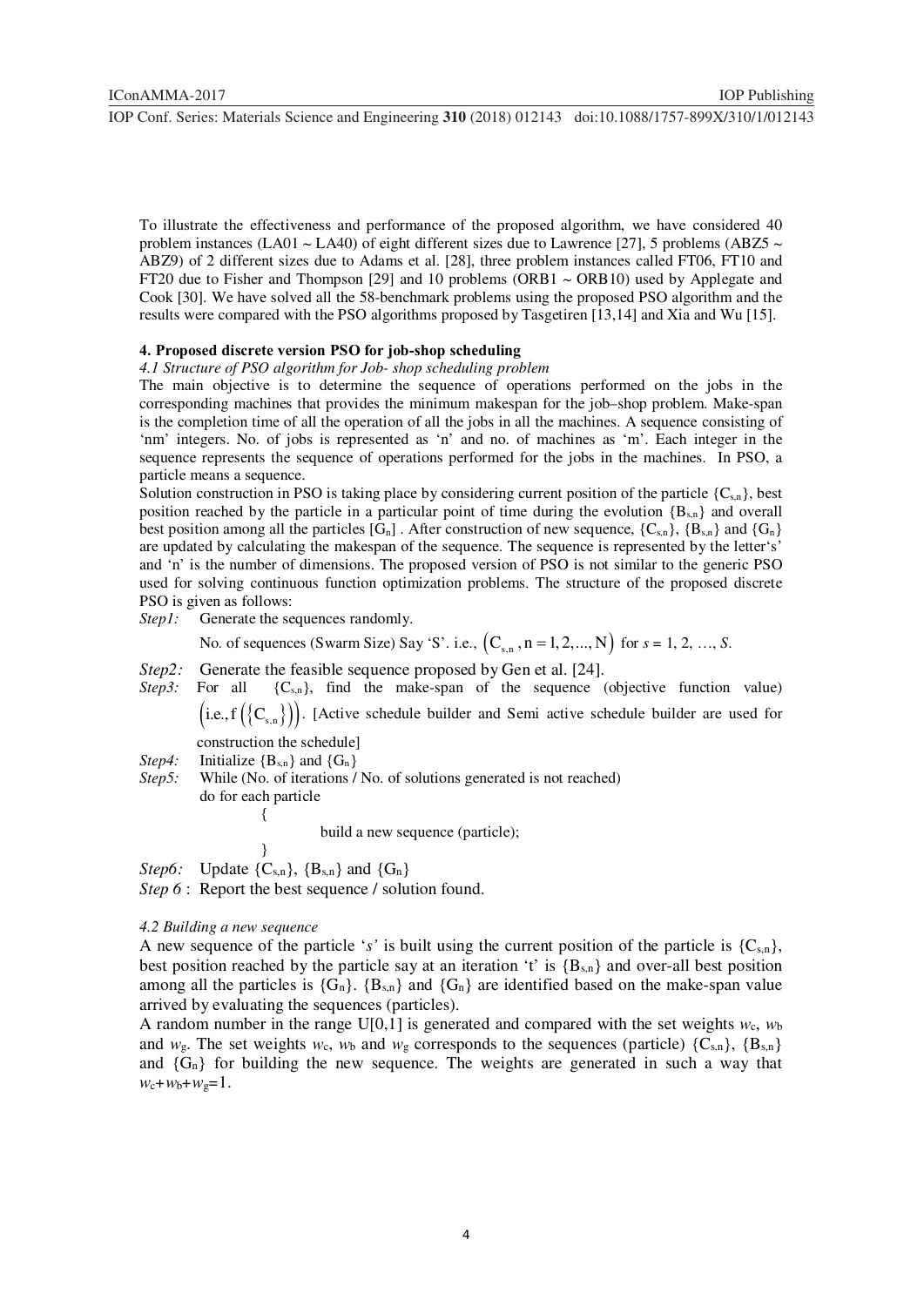To illustrate the effectiveness and performance of the proposed algorithm, we have considered 40 problem instances (LA01 ~ LA40) of eight different sizes due to Lawrence [27], 5 problems (ABZ5 ~ ABZ9) of 2 different sizes due to Adams et al. [28], three problem instances called FT06, FT10 and FT20 due to Fisher and Thompson [29] and 10 problems (ORB1 ~ ORB10) used by Applegate and Cook [30]. We have solved all the 58-benchmark problems using the proposed PSO algorithm and the results were compared with the PSO algorithms proposed by Tasgetiren [13,14] and Xia and Wu [15].

## 4. Proposed discrete version PSO for job-shop scheduling

### *4.1 Structure of PSO algorithm for Job- shop scheduling problem*

The main objective is to determine the sequence of operations performed on the jobs in the corresponding machines that provides the minimum makespan for the job–shop problem. Make-span is the completion time of all the operation of all the jobs in all the machines. A sequence consisting of 'nm' integers. No. of jobs is represented as 'n' and no. of machines as 'm'. Each integer in the sequence represents the sequence of operations performed for the jobs in the machines. In PSO, a particle means a sequence.

Solution construction in PSO is taking place by considering current position of the particle $\{C_{s,n}\}$, best position reached by the particle in a particular point of time during the evolution $\{B_{s,n}\}$ and overall best position among all the particles $[G_n]$ . After construction of new sequence, $\{C_{s,n}\}$, $\{B_{s,n}\}$ and $\{G_n\}$ are updated by calculating the makespan of the sequence. The sequence is represented by the letter's' and 'n' is the number of dimensions. The proposed version of PSO is not similar to the generic PSO used for solving continuous function optimization problems. The structure of the proposed discrete PSO is given as follows:

*Step1:* Generate the sequences randomly.

No. of sequences (Swarm Size) Say 'S'. i.e., $\left(C_{s,n}, n = 1, 2, ..., N\right)$ for $s$ = 1, 2, …, $S$.

*Step2:* Generate the feasible sequence proposed by Gen et al. [24].

*Step3:* For all $\{C_{s,n}\}$, find the make-span of the sequence (objective function value) $\left(\text{i.e., } f\left(\left\{C_{s,n}\right\}\right)\right)$. [Active schedule builder and Semi active schedule builder are used for construction the schedule]

*Step4:* Initialize $\{B_{s,n}\}$ and $\{G_n\}$

*Step5:* While (No. of iterations / No. of solutions generated is not reached)

```
do for each particle
        {
                build a new sequence (particle);
        }
```

*Step6:* Update $\{C_{s,n}\}$, $\{B_{s,n}\}$ and $\{G_n\}$

*Step 6* : Report the best sequence / solution found.

### *4.2 Building a new sequence*

A new sequence of the particle '*s'* is built using the current position of the particle is $\{C_{s,n}\}$, best position reached by the particle say at an iteration 't' is $\{B_{s,n}\}$ and over-all best position among all the particles is $\{G_n\}$. $\{B_{s,n}\}$ and $\{G_n\}$ are identified based on the make-span value arrived by evaluating the sequences (particles).

A random number in the range U[0,1] is generated and compared with the set weights $w_c$, $w_b$ and $w_g$. The set weights $w_c$, $w_b$ and $w_g$ corresponds to the sequences (particle) $\{C_{s,n}\}$, $\{B_{s,n}\}$ and $\{G_n\}$ for building the new sequence. The weights are generated in such a way that $w_c+w_b+w_g=1$.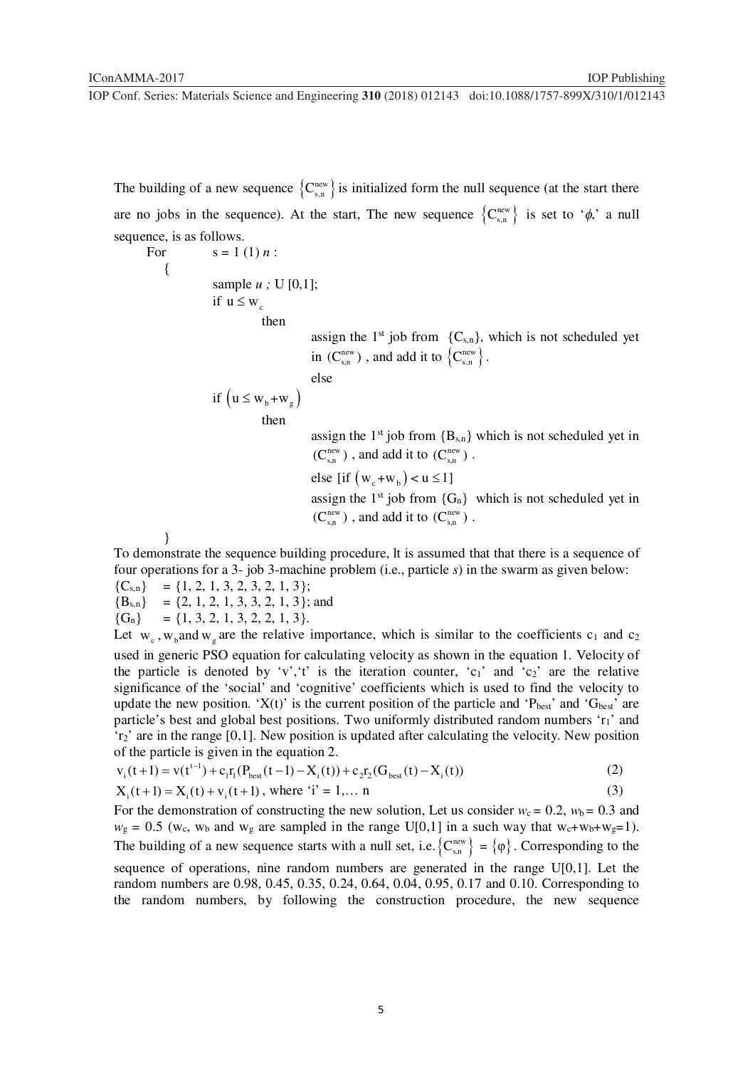The building of a new sequence $\left\{C_{s,n}^{new}\right\}$ is initialized form the null sequence (at the start there are no jobs in the sequence). At the start, The new sequence $\left\{C_{s,n}^{new}\right\}$ is set to '$\phi$,' a null sequence, is as follows.

For s = 1 (1) *n* :

{

sample *u ;* U [0,1];

if $u \le w_c$

then

assign the 1st job from $\{C_{s,n}\}$, which is not scheduled yet in $(C_{s,n}^{new})$ , and add it to $\left\{C_{s,n}^{new}\right\}$.

else

if $\left(u \le w_b + w_g\right)$

then

assign the 1st job from $\{B_{s,n}\}$ which is not scheduled yet in $(C_{s,n}^{new})$ , and add it to $(C_{s,n}^{new})$ .

else [if $\left(w_c + w_b\right) < u \le 1$]

assign the 1st job from $\{G_n\}$ which is not scheduled yet in $(C_{s,n}^{new})$ , and add it to $(C_{s,n}^{new})$ .

}

To demonstrate the sequence building procedure, lt is assumed that that there is a sequence of four operations for a 3- job 3-machine problem (i.e., particle *s*) in the swarm as given below:

$\{C_{s,n}\}$ = {1, 2, 1, 3, 2, 3, 2, 1, 3};

$\{B_{s,n}\}$ = {2, 1, 2, 1, 3, 3, 2, 1, 3}; and

$\{G_n\}$ = {1, 3, 2, 1, 3, 2, 2, 1, 3}.

Let $w_c$ , $w_b$ and $w_g$ are the relative importance, which is similar to the coefficients $c_1$ and $c_2$ used in generic PSO equation for calculating velocity as shown in the equation 1. Velocity of the particle is denoted by 'v','t' is the iteration counter, '$c_1$' and '$c_2$' are the relative significance of the 'social' and 'cognitive' coefficients which is used to find the velocity to update the new position. 'X(t)' is the current position of the particle and '$P_{best}$' and '$G_{best}$' are particle's best and global best positions. Two uniformly distributed random numbers '$r_1$' and '$r_2$' are in the range [0,1]. New position is updated after calculating the velocity. New position of the particle is given in the equation 2.

$$v_i(t+1) = v(t^{t-1}) + c_1 r_1 (P_{best}(t-1) - X_i(t)) + c_2 r_2 (G_{best}(t) - X_i(t)) \quad (2)$$

$$X_i(t+1) = X_i(t) + v_i(t+1) \text{, where 'i' = 1,... n} \quad (3)$$

For the demonstration of constructing the new solution, Let us consider $w_c = 0.2$, $w_b = 0.3$ and $w_g = 0.5$ ($w_c$, $w_b$ and $w_g$ are sampled in the range U[0,1] in a such way that $w_c+w_b+w_g=1$). The building of a new sequence starts with a null set, i.e. $\left\{C_{s,n}^{new}\right\} = \{\varphi\}$. Corresponding to the sequence of operations, nine random numbers are generated in the range U[0,1]. Let the random numbers are 0.98, 0.45, 0.35, 0.24, 0.64, 0.04, 0.95, 0.17 and 0.10. Corresponding to the random numbers, by following the construction procedure, the new sequence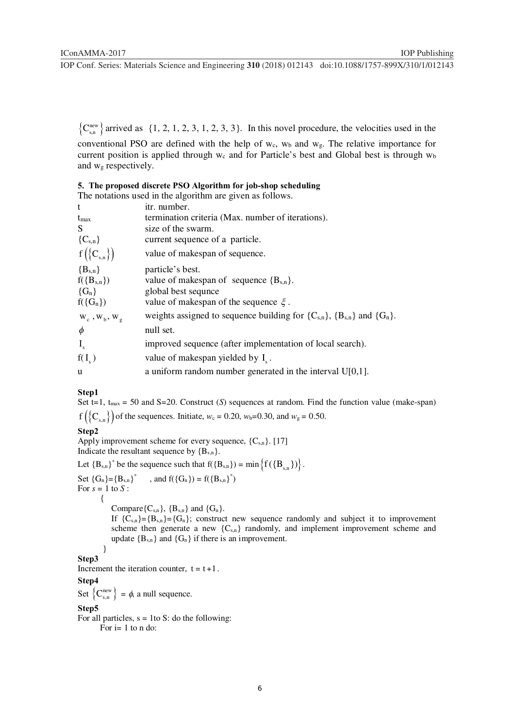$\left\{C_{s,n}^{new}\right\}$ arrived as {1, 2, 1, 2, 3, 1, 2, 3, 3}. In this novel procedure, the velocities used in the conventional PSO are defined with the help of $w_c$, $w_b$ and $w_g$. The relative importance for current position is applied through $w_c$ and for Particle's best and Global best is through $w_b$ and $w_g$ respectively.

## 5. The proposed discrete PSO Algorithm for job-shop scheduling

The notations used in the algorithm are given as follows.

| | |
|---|---|
| t | itr. number. |
| $t_{max}$ | termination criteria (Max. number of iterations). |
| S | size of the swarm. |
| $\{C_{s,n}\}$ | current sequence of a particle. |
| $f\left(\{C_{s,n}\}\right)$ | value of makespan of sequence. |
| $\{B_{s,n}\}$ | particle's best. |
| $f(\{B_{s,n}\})$ | value of makespan of sequence $\{B_{s,n}\}$. |
| $\{G_n\}$ | global best sequnce |
| $f(\{G_n\})$ | value of makespan of the sequence $\xi$. |
| $w_c$, $w_b$, $w_g$ | weights assigned to sequence building for $\{C_{s,n}\}$, $\{B_{s,n}\}$ and $\{G_n\}$. |
| $\phi$ | null set. |
| $I_s$ | improved sequence (after implementation of local search). |
| $f(I_s)$ | value of makespan yielded by $I_s$. |
| u | a uniform random number generated in the interval U[0,1]. |

**Step1**

Set t=1, $t_{max}$ = 50 and S=20. Construct (*S*) sequences at random. Find the function value (make-span) $f\left(\{C_{s,n}\}\right)$ of the sequences. Initiate, $w_c$ = 0.20, $w_b$=0.30, and $w_g$ = 0.50.

**Step2**

Apply improvement scheme for every sequence, $\{C_{s,n}\}$. [17]

Indicate the resultant sequence by $\{B_{s,n}\}$.

Let $\{B_{s,n}\}^*$ be the sequence such that $f(\{B_{s,n}\}) = \min\left\{f(\{B_{s,n}\})\right\}$.

Set $\{G_n\}=\{B_{s,n}\}^*$ , and $f(\{G_n\}) = f(\{B_{s,n}\}^*)$

For *s* = 1 to *S* :

{

Compare $\{C_{s,n}\}$, $\{B_{s,n}\}$ and $\{G_n\}$.

If $\{C_{s,n}\}=\{B_{s,n}\}=\{G_n\}$; construct new sequence randomly and subject it to improvement scheme then generate a new $\{C_{s,n}\}$ randomly, and implement improvement scheme and update $\{B_{s,n}\}$ and $\{G_n\}$ if there is an improvement.

}

**Step3**

Increment the iteration counter, $t = t+1$.

**Step4**

Set $\left\{C_{s,n}^{new}\right\} = \phi$, a null sequence.

**Step5**

For all particles, s = 1to S: do the following:

For i= 1 to n do: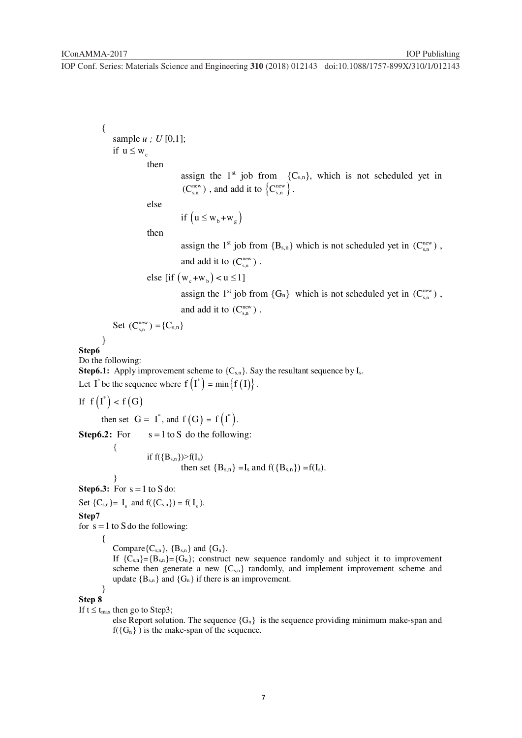{
sample $u$ ; $U$ [0,1];
if $u \leq w_c$

then

assign the 1[st] job from $\{C_{s,n}\}$, which is not scheduled yet in $(C_{s,n}^{new})$, and add it to $\{C_{s,n}^{new}\}$.

else

if $(u \leq w_b + w_g)$

then

assign the 1[st] job from $\{B_{s,n}\}$ which is not scheduled yet in $(C_{s,n}^{new})$, and add it to $(C_{s,n}^{new})$.

else [if $(w_c + w_b) < u \leq 1$]

assign the 1[st] job from $\{G_n\}$ which is not scheduled yet in $(C_{s,n}^{new})$, and add it to $(C_{s,n}^{new})$.

Set $(C_{s,n}^{new}) = \{C_{s,n}\}$

}

**Step6**

Do the following:

**Step6.1:** Apply improvement scheme to $\{C_{s,n}\}$. Say the resultant sequence by $I_s$.

Let $I^*$ be the sequence where $f(I^*) = \min\{f(I)\}$.

If $f(I^*) < f(G)$

then set $G = I^*$, and $f(G) = f(I^*)$.

**Step6.2:** For $s = 1$ to $S$ do the following:

{

if $f(\{B_{s,n}\}) > f(I_s)$

then set $\{B_{s,n}\} = I_s$ and $f(\{B_{s,n}\}) = f(I_s)$.

}

**Step6.3:** For $s = 1$ to $S$ do:

Set $\{C_{s,n}\} = I_s$ and $f(\{C_{s,n}\}) = f(I_s)$.

**Step7**

for $s = 1$ to $S$ do the following:

{

Compare $\{C_{s,n}\}$, $\{B_{s,n}\}$ and $\{G_n\}$.

If $\{C_{s,n}\} = \{B_{s,n}\} = \{G_n\}$; construct new sequence randomly and subject it to improvement scheme then generate a new $\{C_{s,n}\}$ randomly, and implement improvement scheme and update $\{B_{s,n}\}$ and $\{G_n\}$ if there is an improvement.

}

**Step 8**

If $t \leq t_{max}$ then go to Step3;

else Report solution. The sequence $\{G_n\}$ is the sequence providing minimum make-span and $f(\{G_n\})$ is the make-span of the sequence.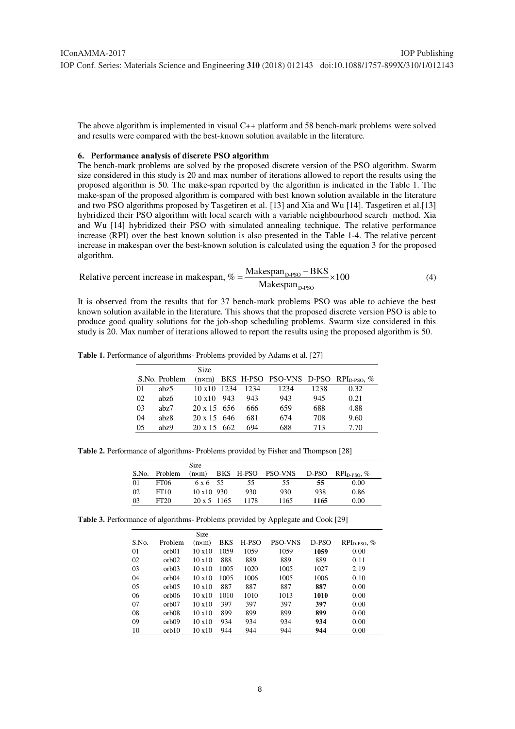The above algorithm is implemented in visual C++ platform and 58 bench-mark problems were solved and results were compared with the best-known solution available in the literature.

## 6. Performance analysis of discrete PSO algorithm

The bench-mark problems are solved by the proposed discrete version of the PSO algorithm. Swarm size considered in this study is 20 and max number of iterations allowed to report the results using the proposed algorithm is 50. The make-span reported by the algorithm is indicated in the Table 1. The make-span of the proposed algorithm is compared with best known solution available in the literature and two PSO algorithms proposed by Tasgetiren et al. [13] and Xia and Wu [14]. Tasgetiren et al.[13] hybridized their PSO algorithm with local search with a variable neighbourhood search method. Xia and Wu [14] hybridized their PSO with simulated annealing technique. The relative performance increase (RPI) over the best known solution is also presented in the Table 1-4. The relative percent increase in makespan over the best-known solution is calculated using the equation 3 for the proposed algorithm.

$$\text{Relative percent increase in makespan, \%} = \frac{\text{Makespan}_{\text{D-PSO}} - \text{BKS}}{\text{Makespan}_{\text{D-PSO}}} \times 100 \tag{4}$$

It is observed from the results that for 37 bench-mark problems PSO was able to achieve the best known solution available in the literature. This shows that the proposed discrete version PSO is able to produce good quality solutions for the job-shop scheduling problems. Swarm size considered in this study is 20. Max number of iterations allowed to report the results using the proposed algorithm is 50.

**Table 1.** Performance of algorithms- Problems provided by Adams et al. [27]

| S.No. | Problem | Size (n×m) | BKS | H-PSO | PSO-VNS | D-PSO | $RPI_{D\text{-}PSO}$, % |
|---|---|---|---|---|---|---|---|
| 01 | abz5 | 10 x10 | 1234 | 1234 | 1234 | 1238 | 0.32 |
| 02 | abz6 | 10 x10 | 943 | 943 | 943 | 945 | 0.21 |
| 03 | abz7 | 20 x 15 | 656 | 666 | 659 | 688 | 4.88 |
| 04 | abz8 | 20 x 15 | 646 | 681 | 674 | 708 | 9.60 |
| 05 | abz9 | 20 x 15 | 662 | 694 | 688 | 713 | 7.70 |

**Table 2.** Performance of algorithms- Problems provided by Fisher and Thompson [28]

| S.No. | Problem | Size (n×m) | BKS | H-PSO | PSO-VNS | D-PSO | $RPI_{D\text{-}PSO}$, % |
|---|---|---|---|---|---|---|---|
| 01 | FT06 | 6 x 6 | 55 | 55 | 55 | **55** | 0.00 |
| 02 | FT10 | 10 x10 | 930 | 930 | 930 | 938 | 0.86 |
| 03 | FT20 | 20 x 5 | 1165 | 1178 | 1165 | **1165** | 0.00 |

**Table 3.** Performance of algorithms- Problems provided by Applegate and Cook [29]

| S.No. | Problem | Size (n×m) | BKS | H-PSO | PSO-VNS | D-PSO | $RPI_{D\text{-}PSO}$, % |
|---|---|---|---|---|---|---|---|
| 01 | orb01 | 10 x10 | 1059 | 1059 | 1059 | **1059** | 0.00 |
| 02 | orb02 | 10 x10 | 888 | 889 | 889 | 889 | 0.11 |
| 03 | orb03 | 10 x10 | 1005 | 1020 | 1005 | 1027 | 2.19 |
| 04 | orb04 | 10 x10 | 1005 | 1006 | 1005 | 1006 | 0.10 |
| 05 | orb05 | 10 x10 | 887 | 887 | 887 | **887** | 0.00 |
| 06 | orb06 | 10 x10 | 1010 | 1010 | 1013 | **1010** | 0.00 |
| 07 | orb07 | 10 x10 | 397 | 397 | 397 | **397** | 0.00 |
| 08 | orb08 | 10 x10 | 899 | 899 | 899 | **899** | 0.00 |
| 09 | orb09 | 10 x10 | 934 | 934 | 934 | **934** | 0.00 |
| 10 | orb10 | 10 x10 | 944 | 944 | 944 | **944** | 0.00 |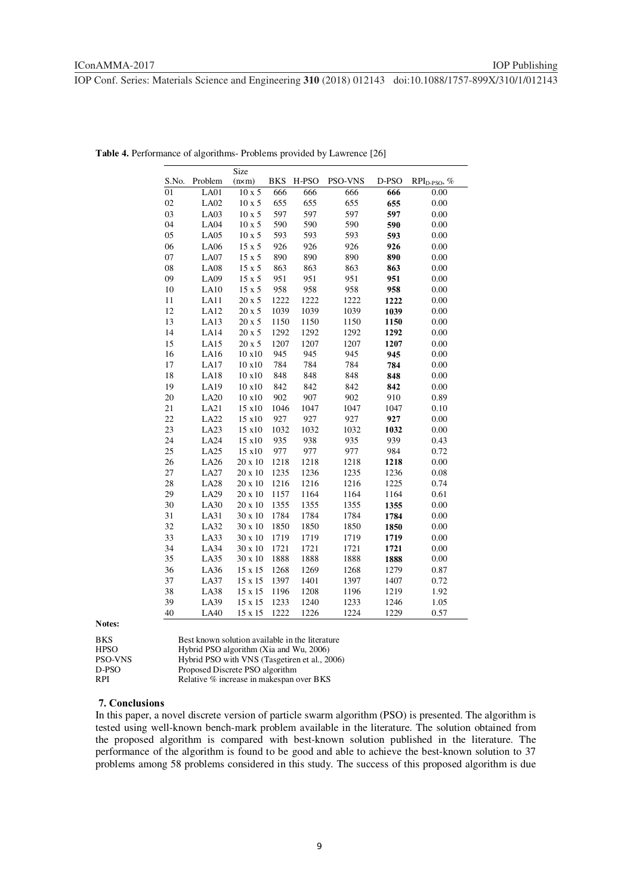**Table 4.** Performance of algorithms- Problems provided by Lawrence [26]

| S.No. | Problem | Size (n×m) | BKS | H-PSO | PSO-VNS | D-PSO | $RPI_{D\text{-}PSO}$, % |
|---|---|---|---|---|---|---|---|
| 01 | LA01 | 10 x 5 | 666 | 666 | 666 | **666** | 0.00 |
| 02 | LA02 | 10 x 5 | 655 | 655 | 655 | **655** | 0.00 |
| 03 | LA03 | 10 x 5 | 597 | 597 | 597 | **597** | 0.00 |
| 04 | LA04 | 10 x 5 | 590 | 590 | 590 | **590** | 0.00 |
| 05 | LA05 | 10 x 5 | 593 | 593 | 593 | **593** | 0.00 |
| 06 | LA06 | 15 x 5 | 926 | 926 | 926 | **926** | 0.00 |
| 07 | LA07 | 15 x 5 | 890 | 890 | 890 | **890** | 0.00 |
| 08 | LA08 | 15 x 5 | 863 | 863 | 863 | **863** | 0.00 |
| 09 | LA09 | 15 x 5 | 951 | 951 | 951 | **951** | 0.00 |
| 10 | LA10 | 15 x 5 | 958 | 958 | 958 | **958** | 0.00 |
| 11 | LA11 | 20 x 5 | 1222 | 1222 | 1222 | **1222** | 0.00 |
| 12 | LA12 | 20 x 5 | 1039 | 1039 | 1039 | **1039** | 0.00 |
| 13 | LA13 | 20 x 5 | 1150 | 1150 | 1150 | **1150** | 0.00 |
| 14 | LA14 | 20 x 5 | 1292 | 1292 | 1292 | **1292** | 0.00 |
| 15 | LA15 | 20 x 5 | 1207 | 1207 | 1207 | **1207** | 0.00 |
| 16 | LA16 | 10 x10 | 945 | 945 | 945 | **945** | 0.00 |
| 17 | LA17 | 10 x10 | 784 | 784 | 784 | **784** | 0.00 |
| 18 | LA18 | 10 x10 | 848 | 848 | 848 | **848** | 0.00 |
| 19 | LA19 | 10 x10 | 842 | 842 | 842 | **842** | 0.00 |
| 20 | LA20 | 10 x10 | 902 | 907 | 902 | 910 | 0.89 |
| 21 | LA21 | 15 x10 | 1046 | 1047 | 1047 | 1047 | 0.10 |
| 22 | LA22 | 15 x10 | 927 | 927 | 927 | **927** | 0.00 |
| 23 | LA23 | 15 x10 | 1032 | 1032 | 1032 | **1032** | 0.00 |
| 24 | LA24 | 15 x10 | 935 | 938 | 935 | 939 | 0.43 |
| 25 | LA25 | 15 x10 | 977 | 977 | 977 | 984 | 0.72 |
| 26 | LA26 | 20 x 10 | 1218 | 1218 | 1218 | **1218** | 0.00 |
| 27 | LA27 | 20 x 10 | 1235 | 1236 | 1235 | 1236 | 0.08 |
| 28 | LA28 | 20 x 10 | 1216 | 1216 | 1216 | 1225 | 0.74 |
| 29 | LA29 | 20 x 10 | 1157 | 1164 | 1164 | 1164 | 0.61 |
| 30 | LA30 | 20 x 10 | 1355 | 1355 | 1355 | **1355** | 0.00 |
| 31 | LA31 | 30 x 10 | 1784 | 1784 | 1784 | **1784** | 0.00 |
| 32 | LA32 | 30 x 10 | 1850 | 1850 | 1850 | **1850** | 0.00 |
| 33 | LA33 | 30 x 10 | 1719 | 1719 | 1719 | **1719** | 0.00 |
| 34 | LA34 | 30 x 10 | 1721 | 1721 | 1721 | **1721** | 0.00 |
| 35 | LA35 | 30 x 10 | 1888 | 1888 | 1888 | **1888** | 0.00 |
| 36 | LA36 | 15 x 15 | 1268 | 1269 | 1268 | 1279 | 0.87 |
| 37 | LA37 | 15 x 15 | 1397 | 1401 | 1397 | 1407 | 0.72 |
| 38 | LA38 | 15 x 15 | 1196 | 1208 | 1196 | 1219 | 1.92 |
| 39 | LA39 | 15 x 15 | 1233 | 1240 | 1233 | 1246 | 1.05 |
| 40 | LA40 | 15 x 15 | 1222 | 1226 | 1224 | 1229 | 0.57 |

**Notes:**

| | |
|---|---|
| BKS | Best known solution available in the literature |
| HPSO | Hybrid PSO algorithm (Xia and Wu, 2006) |
| PSO-VNS | Hybrid PSO with VNS (Tasgetiren et al., 2006) |
| D-PSO | Proposed Discrete PSO algorithm |
| RPI | Relative % increase in makespan over BKS |

## 7. Conclusions

In this paper, a novel discrete version of particle swarm algorithm (PSO) is presented. The algorithm is tested using well-known bench-mark problem available in the literature. The solution obtained from the proposed algorithm is compared with best-known solution published in the literature. The performance of the algorithm is found to be good and able to achieve the best-known solution to 37 problems among 58 problems considered in this study. The success of this proposed algorithm is due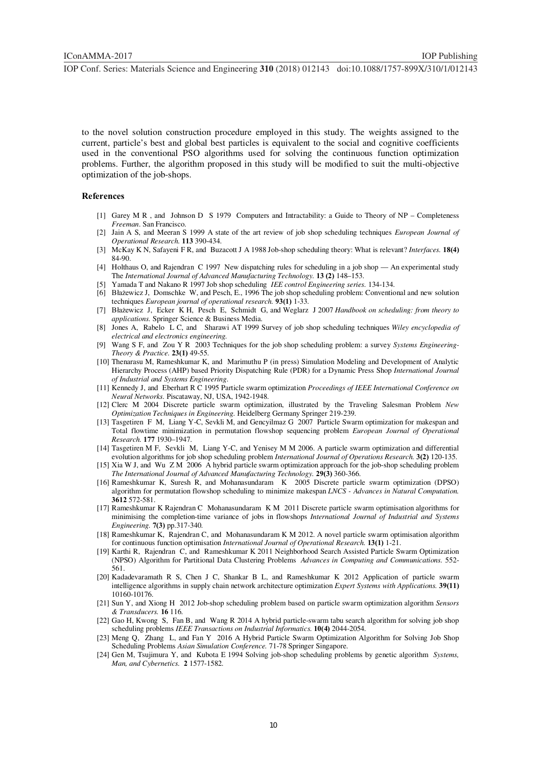to the novel solution construction procedure employed in this study. The weights assigned to the current, particle's best and global best particles is equivalent to the social and cognitive coefficients used in the conventional PSO algorithms used for solving the continuous function optimization problems. Further, the algorithm proposed in this study will be modified to suit the multi-objective optimization of the job-shops.

## References

[1] Garey M R , and Johnson D S 1979 Computers and Intractability: a Guide to Theory of NP – Completeness *Freeman*. San Francisco.

[2] Jain A S, and Meeran S 1999 A state of the art review of job shop scheduling techniques *European Journal of Operational Research.* **113** 390-434.

[3] McKay K N, Safayeni F R, and Buzacott J A 1988 Job-shop scheduling theory: What is relevant? *Interfaces.* **18(4)** 84-90.

[4] Holthaus O, and Rajendran C 1997 New dispatching rules for scheduling in a job shop — An experimental study The *International Journal of Advanced Manufacturing Technology.* **13 (2)** 148–153.

[5] Yamada T and Nakano R 1997 Job shop scheduling *IEE control Engineering series.* 134-134.

[6] Błażewicz J, Domschke W, and Pesch, E., 1996 The job shop scheduling problem: Conventional and new solution techniques *European journal of operational research.* **93(1)** 1-33.

[7] Błażewicz J, Ecker K H, Pesch E, Schmidt G, and Weglarz J 2007 *Handbook on scheduling: from theory to applications.* Springer Science & Business Media.

[8] Jones A, Rabelo L C, and Sharawi AT 1999 Survey of job shop scheduling techniques *Wiley encyclopedia of electrical and electronics engineering.*

[9] Wang S F, and Zou Y R 2003 Techniques for the job shop scheduling problem: a survey *Systems Engineering-Theory & Practice.* **23(1)** 49-55.

[10] Thenarasu M, Rameshkumar K, and Marimuthu P (in press) Simulation Modeling and Development of Analytic Hierarchy Process (AHP) based Priority Dispatching Rule (PDR) for a Dynamic Press Shop *International Journal of Industrial and Systems Engineering.*

[11] Kennedy J, and Eberhart R C 1995 Particle swarm optimization *Proceedings of IEEE International Conference on Neural Networks.* Piscataway, NJ, USA, 1942-1948.

[12] Clerc M 2004 Discrete particle swarm optimization, illustrated by the Traveling Salesman Problem *New Optimization Techniques in Engineering.* Heidelberg Germany Springer 219-239.

[13] Tasgetiren F M, Liang Y-C, Sevkli M, and Gencyilmaz G 2007 Particle Swarm optimization for makespan and Total flowtime minimization in permutation flowshop sequencing problem *European Journal of Operational Research.* **177** 1930–1947.

[14] Tasgetiren M F, Sevkli M, Liang Y-C, and Yenisey M M 2006. A particle swarm optimization and differential evolution algorithms for job shop scheduling problem *International Journal of Operations Research.* **3(2)** 120-135.

[15] Xia W J, and Wu Z M 2006 A hybrid particle swarm optimization approach for the job-shop scheduling problem *The International Journal of Advanced Manufacturing Technology.* **29(3)** 360-366.

[16] Rameshkumar K, Suresh R, and Mohanasundaram K 2005 Discrete particle swarm optimization (DPSO) algorithm for permutation flowshop scheduling to minimize makespan *LNCS - Advances in Natural Computation.* **3612** 572-581.

[17] Rameshkumar K Rajendran C Mohanasundaram K M 2011 Discrete particle swarm optimisation algorithms for minimising the completion-time variance of jobs in flowshops *International Journal of Industrial and Systems Engineering.* **7(3)** pp.317-340.

[18] Rameshkumar K, Rajendran C, and Mohanasundaram K M 2012. A novel particle swarm optimisation algorithm for continuous function optimisation *International Journal of Operational Research.* **13(1)** 1-21.

[19] Karthi R, Rajendran C, and Rameshkumar K 2011 Neighborhood Search Assisted Particle Swarm Optimization (NPSO) Algorithm for Partitional Data Clustering Problems *Advances in Computing and Communications.* 552-561.

[20] Kadadevaramath R S, Chen J C, Shankar B L, and Rameshkumar K 2012 Application of particle swarm intelligence algorithms in supply chain network architecture optimization *Expert Systems with Applications.* **39(11)** 10160-10176.

[21] Sun Y, and Xiong H 2012 Job-shop scheduling problem based on particle swarm optimization algorithm *Sensors & Transducers.* **16** 116.

[22] Gao H, Kwong S, Fan B, and Wang R 2014 A hybrid particle-swarm tabu search algorithm for solving job shop scheduling problems *IEEE Transactions on Industrial Informatics.* **10(4)** 2044-2054.

[23] Meng Q, Zhang L, and Fan Y 2016 A Hybrid Particle Swarm Optimization Algorithm for Solving Job Shop Scheduling Problems *Asian Simulation Conference.* 71-78 Springer Singapore.

[24] Gen M, Tsujimura Y, and Kubota E 1994 Solving job-shop scheduling problems by genetic algorithm *Systems, Man, and Cybernetics.* **2** 1577-1582.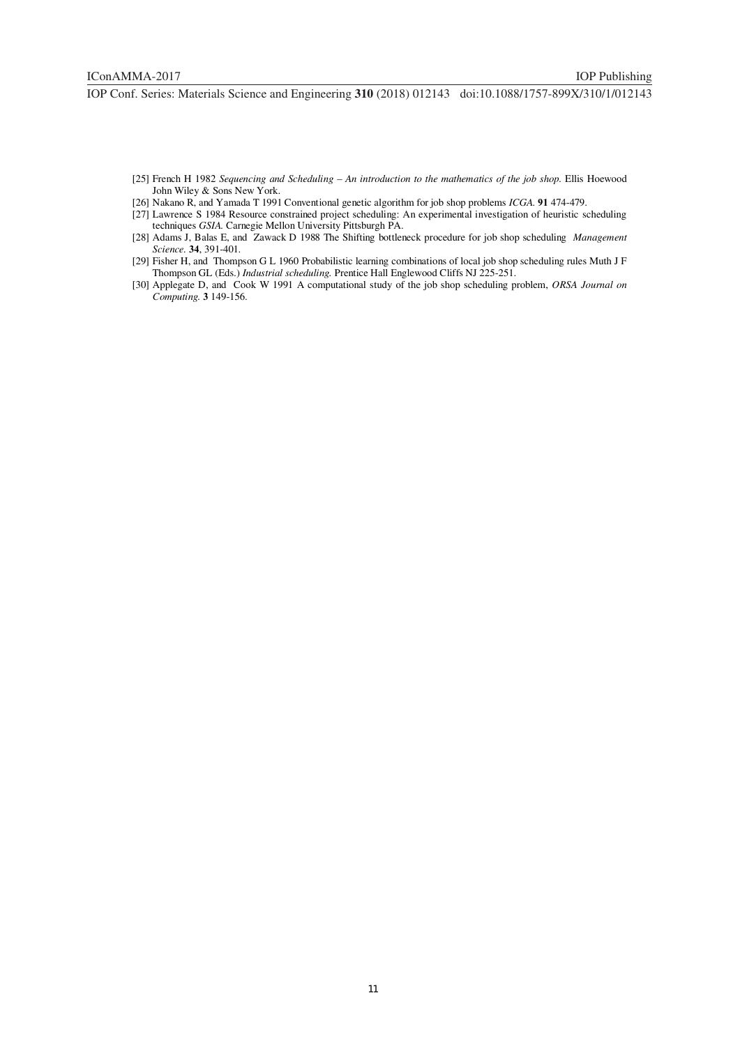[25] French H 1982 *Sequencing and Scheduling – An introduction to the mathematics of the job shop*. Ellis Hoewood John Wiley & Sons New York.

[26] Nakano R, and Yamada T 1991 Conventional genetic algorithm for job shop problems *ICGA*. **91** 474-479.

[27] Lawrence S 1984 Resource constrained project scheduling: An experimental investigation of heuristic scheduling techniques *GSIA*. Carnegie Mellon University Pittsburgh PA.

[28] Adams J, Balas E, and Zawack D 1988 The Shifting bottleneck procedure for job shop scheduling *Management Science*. **34**, 391-401.

[29] Fisher H, and Thompson G L 1960 Probabilistic learning combinations of local job shop scheduling rules Muth J F Thompson GL (Eds.) *Industrial scheduling*. Prentice Hall Englewood Cliffs NJ 225-251.

[30] Applegate D, and Cook W 1991 A computational study of the job shop scheduling problem, *ORSA Journal on Computing*. **3** 149-156.